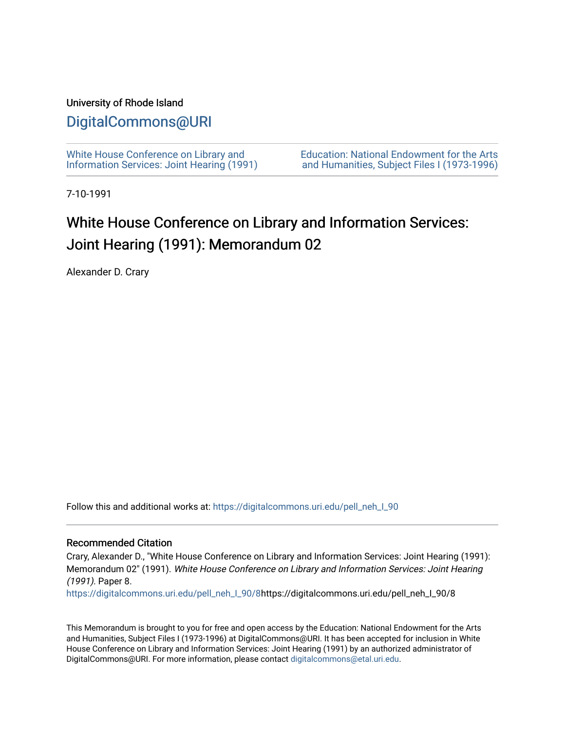University of Rhode Island

# DigitalCommons@URI

White House Conference on Library and Information Services: Joint Hearing (1991)

Education: National Endowment for the Arts and Humanities, Subject Files I (1973-1996)

7-10-1991

## White House Conference on Library and Information Services: Joint Hearing (1991): Memorandum 02

Alexander D. Crary

Follow this and additional works at: https://digitalcommons.uri.edu/pell_neh_I_90

### Recommended Citation

Crary, Alexander D., "White House Conference on Library and Information Services: Joint Hearing (1991): Memorandum 02" (1991). *White House Conference on Library and Information Services: Joint Hearing (1991)*. Paper 8.
https://digitalcommons.uri.edu/pell_neh_I_90/8https://digitalcommons.uri.edu/pell_neh_I_90/8

This Memorandum is brought to you for free and open access by the Education: National Endowment for the Arts and Humanities, Subject Files I (1973-1996) at DigitalCommons@URI. It has been accepted for inclusion in White House Conference on Library and Information Services: Joint Hearing (1991) by an authorized administrator of DigitalCommons@URI. For more information, please contact digitalcommons@etal.uri.edu.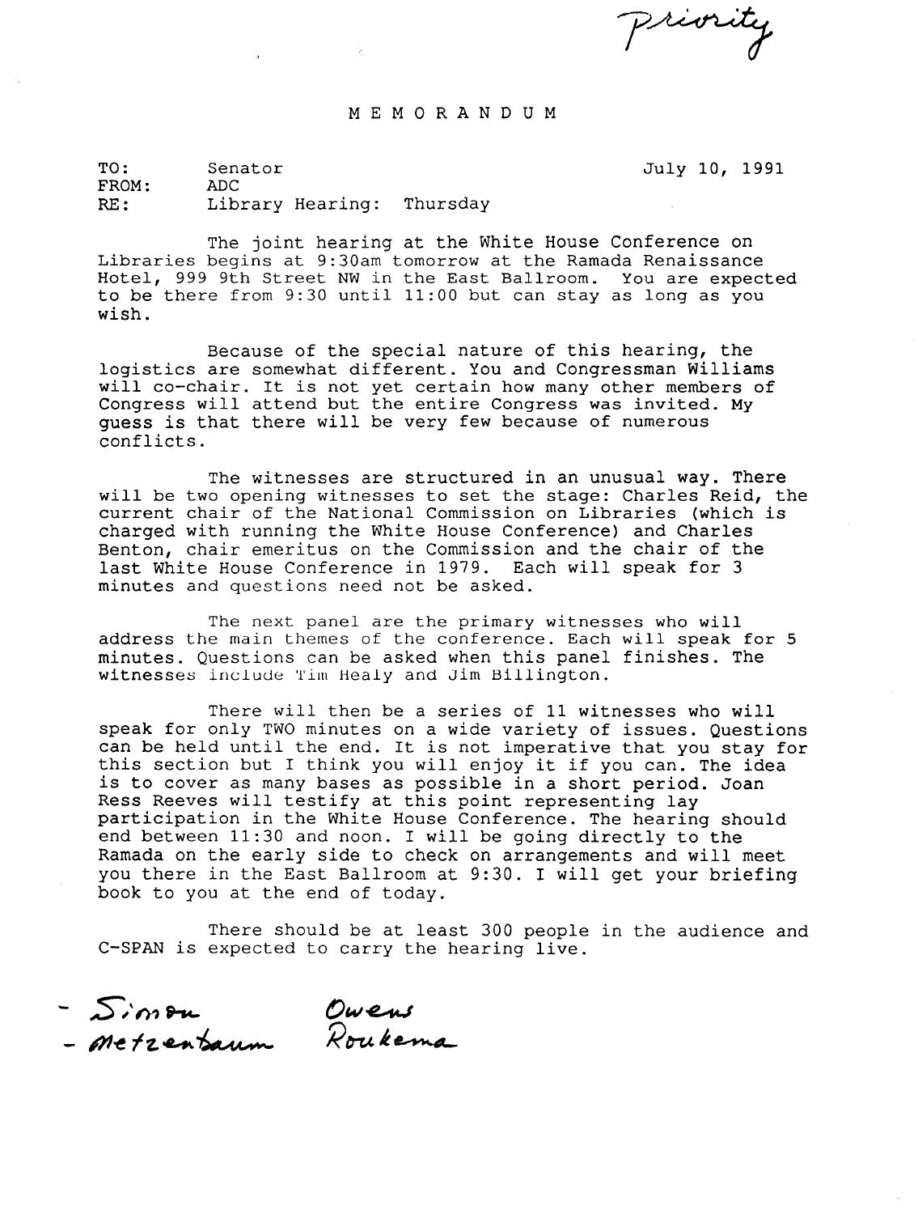Priority

# MEMORANDUM

TO: Senator
FROM: ADC
RE: Library Hearing: Thursday

July 10, 1991

The joint hearing at the White House Conference on Libraries begins at 9:30am tomorrow at the Ramada Renaissance Hotel, 999 9th Street NW in the East Ballroom. You are expected to be there from 9:30 until 11:00 but can stay as long as you wish.

Because of the special nature of this hearing, the logistics are somewhat different. You and Congressman Williams will co-chair. It is not yet certain how many other members of Congress will attend but the entire Congress was invited. My guess is that there will be very few because of numerous conflicts.

The witnesses are structured in an unusual way. There will be two opening witnesses to set the stage: Charles Reid, the current chair of the National Commission on Libraries (which is charged with running the White House Conference) and Charles Benton, chair emeritus on the Commission and the chair of the last White House Conference in 1979. Each will speak for 3 minutes and questions need not be asked.

The next panel are the primary witnesses who will address the main themes of the conference. Each will speak for 5 minutes. Questions can be asked when this panel finishes. The witnesses include Tim Healy and Jim Billington.

There will then be a series of 11 witnesses who will speak for only TWO minutes on a wide variety of issues. Questions can be held until the end. It is not imperative that you stay for this section but I think you will enjoy it if you can. The idea is to cover as many bases as possible in a short period. Joan Ress Reeves will testify at this point representing lay participation in the White House Conference. The hearing should end between 11:30 and noon. I will be going directly to the Ramada on the early side to check on arrangements and will meet you there in the East Ballroom at 9:30. I will get your briefing book to you at the end of today.

There should be at least 300 people in the audience and C-SPAN is expected to carry the hearing live.

- Simon
- Metzenbaum

Owens
Roukema